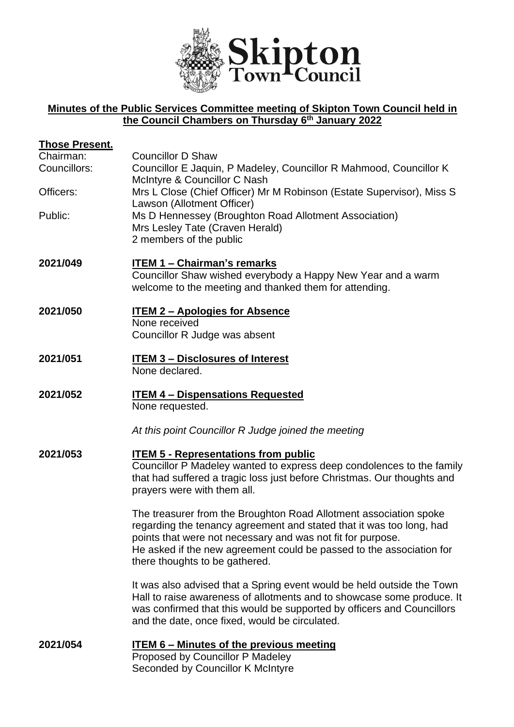**Minutes of the Public Services Committee meeting of Skipton Town Council held in the Council Chambers on Thursday 6th January 2022**

**Those Present.**

| | |
|---|---|
| Chairman: | Councillor D Shaw |
| Councillors: | Councillor E Jaquin, P Madeley, Councillor R Mahmood, Councillor K McIntyre & Councillor C Nash |
| Officers: | Mrs L Close (Chief Officer) Mr M Robinson (Estate Supervisor), Miss S Lawson (Allotment Officer) |
| Public: | Ms D Hennessey (Broughton Road Allotment Association)<br>Mrs Lesley Tate (Craven Herald)<br>2 members of the public |

**2021/049** **ITEM 1 – Chairman's remarks**

Councillor Shaw wished everybody a Happy New Year and a warm welcome to the meeting and thanked them for attending.

**2021/050** **ITEM 2 – Apologies for Absence**

None received

Councillor R Judge was absent

**2021/051** **ITEM 3 – Disclosures of Interest**

None declared.

**2021/052** **ITEM 4 – Dispensations Requested**

None requested.

*At this point Councillor R Judge joined the meeting*

**2021/053** **ITEM 5 - Representations from public**

Councillor P Madeley wanted to express deep condolences to the family that had suffered a tragic loss just before Christmas. Our thoughts and prayers were with them all.

The treasurer from the Broughton Road Allotment association spoke regarding the tenancy agreement and stated that it was too long, had points that were not necessary and was not fit for purpose.
He asked if the new agreement could be passed to the association for there thoughts to be gathered.

It was also advised that a Spring event would be held outside the Town Hall to raise awareness of allotments and to showcase some produce. It was confirmed that this would be supported by officers and Councillors and the date, once fixed, would be circulated.

**2021/054** **ITEM 6 – Minutes of the previous meeting**

Proposed by Councillor P Madeley
Seconded by Councillor K McIntyre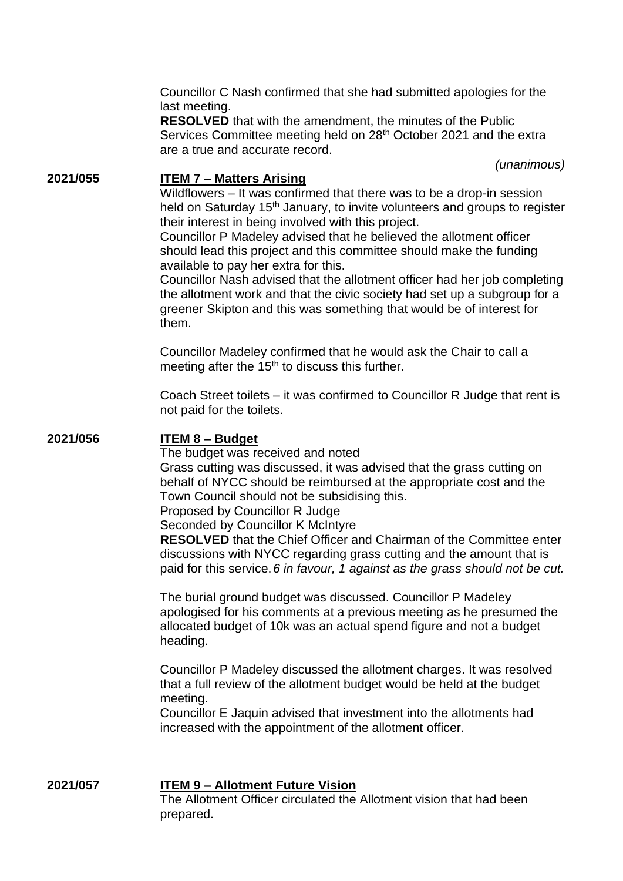Councillor C Nash confirmed that she had submitted apologies for the last meeting.

**RESOLVED** that with the amendment, the minutes of the Public Services Committee meeting held on 28th October 2021 and the extra are a true and accurate record.

*(unanimous)*

**2021/055** **ITEM 7 – Matters Arising**

Wildflowers – It was confirmed that there was to be a drop-in session held on Saturday 15th January, to invite volunteers and groups to register their interest in being involved with this project.

Councillor P Madeley advised that he believed the allotment officer should lead this project and this committee should make the funding available to pay her extra for this.

Councillor Nash advised that the allotment officer had her job completing the allotment work and that the civic society had set up a subgroup for a greener Skipton and this was something that would be of interest for them.

Councillor Madeley confirmed that he would ask the Chair to call a meeting after the 15th to discuss this further.

Coach Street toilets – it was confirmed to Councillor R Judge that rent is not paid for the toilets.

**2021/056** **ITEM 8 – Budget**

The budget was received and noted

Grass cutting was discussed, it was advised that the grass cutting on behalf of NYCC should be reimbursed at the appropriate cost and the Town Council should not be subsidising this.

Proposed by Councillor R Judge

Seconded by Councillor K McIntyre

**RESOLVED** that the Chief Officer and Chairman of the Committee enter discussions with NYCC regarding grass cutting and the amount that is paid for this service. *6 in favour, 1 against as the grass should not be cut.*

The burial ground budget was discussed. Councillor P Madeley apologised for his comments at a previous meeting as he presumed the allocated budget of 10k was an actual spend figure and not a budget heading.

Councillor P Madeley discussed the allotment charges. It was resolved that a full review of the allotment budget would be held at the budget meeting.

Councillor E Jaquin advised that investment into the allotments had increased with the appointment of the allotment officer.

**2021/057** **ITEM 9 – Allotment Future Vision**

The Allotment Officer circulated the Allotment vision that had been prepared.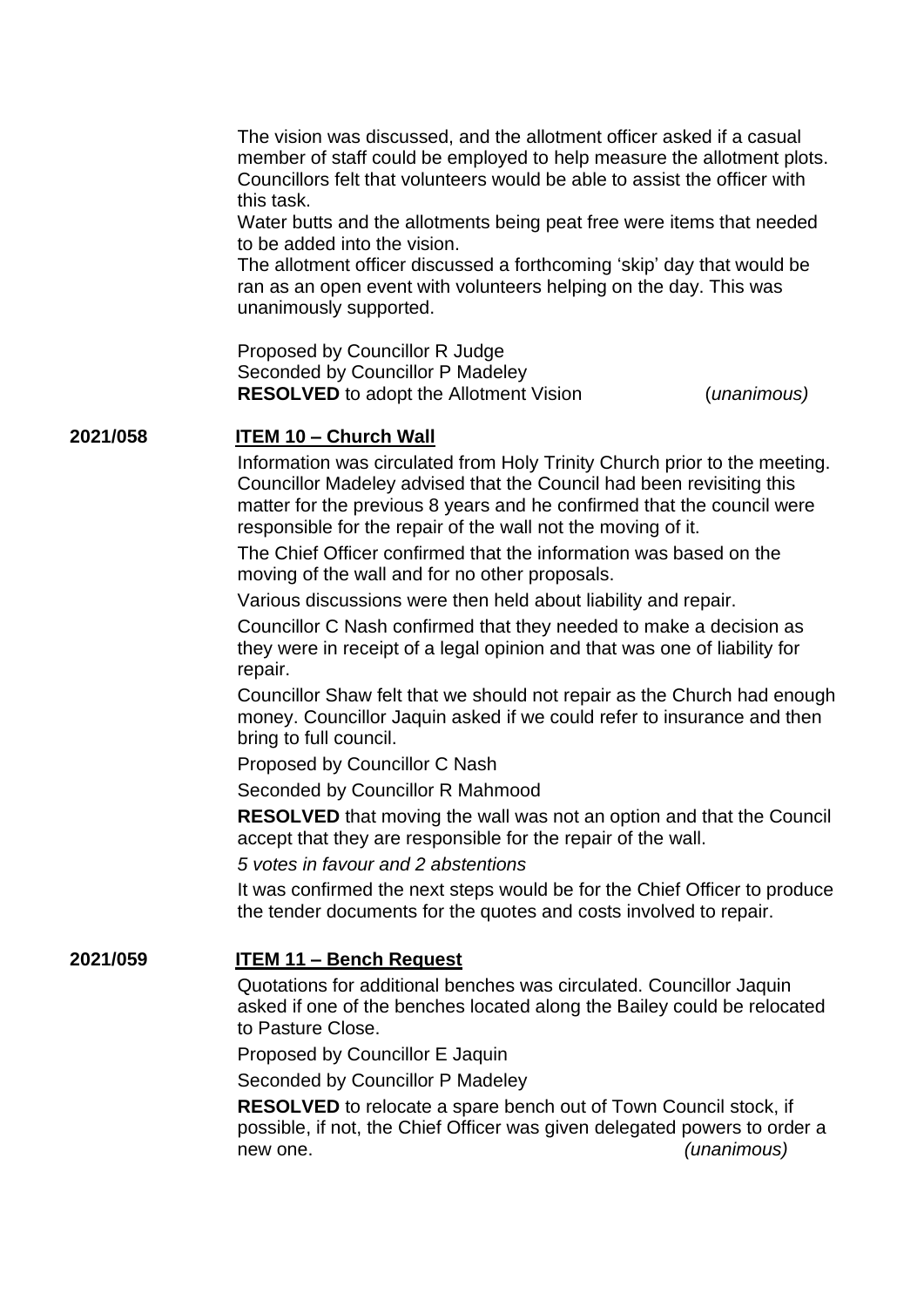The vision was discussed, and the allotment officer asked if a casual member of staff could be employed to help measure the allotment plots. Councillors felt that volunteers would be able to assist the officer with this task.

Water butts and the allotments being peat free were items that needed to be added into the vision.

The allotment officer discussed a forthcoming 'skip' day that would be ran as an open event with volunteers helping on the day. This was unanimously supported.

Proposed by Councillor R Judge
Seconded by Councillor P Madeley
**RESOLVED** to adopt the Allotment Vision (*unanimous)*

**2021/058** **ITEM 10 – Church Wall**

Information was circulated from Holy Trinity Church prior to the meeting. Councillor Madeley advised that the Council had been revisiting this matter for the previous 8 years and he confirmed that the council were responsible for the repair of the wall not the moving of it.

The Chief Officer confirmed that the information was based on the moving of the wall and for no other proposals.

Various discussions were then held about liability and repair.

Councillor C Nash confirmed that they needed to make a decision as they were in receipt of a legal opinion and that was one of liability for repair.

Councillor Shaw felt that we should not repair as the Church had enough money. Councillor Jaquin asked if we could refer to insurance and then bring to full council.

Proposed by Councillor C Nash

Seconded by Councillor R Mahmood

**RESOLVED** that moving the wall was not an option and that the Council accept that they are responsible for the repair of the wall.

*5 votes in favour and 2 abstentions*

It was confirmed the next steps would be for the Chief Officer to produce the tender documents for the quotes and costs involved to repair.

**2021/059** **ITEM 11 – Bench Request**

Quotations for additional benches was circulated. Councillor Jaquin asked if one of the benches located along the Bailey could be relocated to Pasture Close.

Proposed by Councillor E Jaquin

Seconded by Councillor P Madeley

**RESOLVED** to relocate a spare bench out of Town Council stock, if possible, if not, the Chief Officer was given delegated powers to order a new one. *(unanimous)*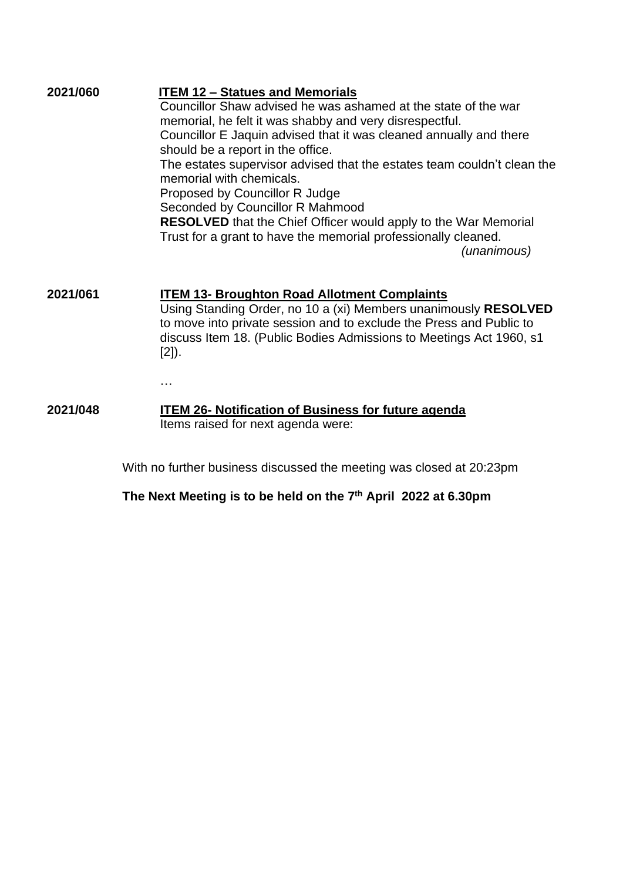**2021/060** **ITEM 12 – Statues and Memorials**

Councillor Shaw advised he was ashamed at the state of the war memorial, he felt it was shabby and very disrespectful.
Councillor E Jaquin advised that it was cleaned annually and there should be a report in the office.
The estates supervisor advised that the estates team couldn't clean the memorial with chemicals.
Proposed by Councillor R Judge
Seconded by Councillor R Mahmood
**RESOLVED** that the Chief Officer would apply to the War Memorial Trust for a grant to have the memorial professionally cleaned.
*(unanimous)*

**2021/061** **ITEM 13- Broughton Road Allotment Complaints**

Using Standing Order, no 10 a (xi) Members unanimously **RESOLVED** to move into private session and to exclude the Press and Public to discuss Item 18. (Public Bodies Admissions to Meetings Act 1960, s1 [2]).

…

**2021/048** **ITEM 26- Notification of Business for future agenda**

Items raised for next agenda were:

With no further business discussed the meeting was closed at 20:23pm

**The Next Meeting is to be held on the 7th April 2022 at 6.30pm**